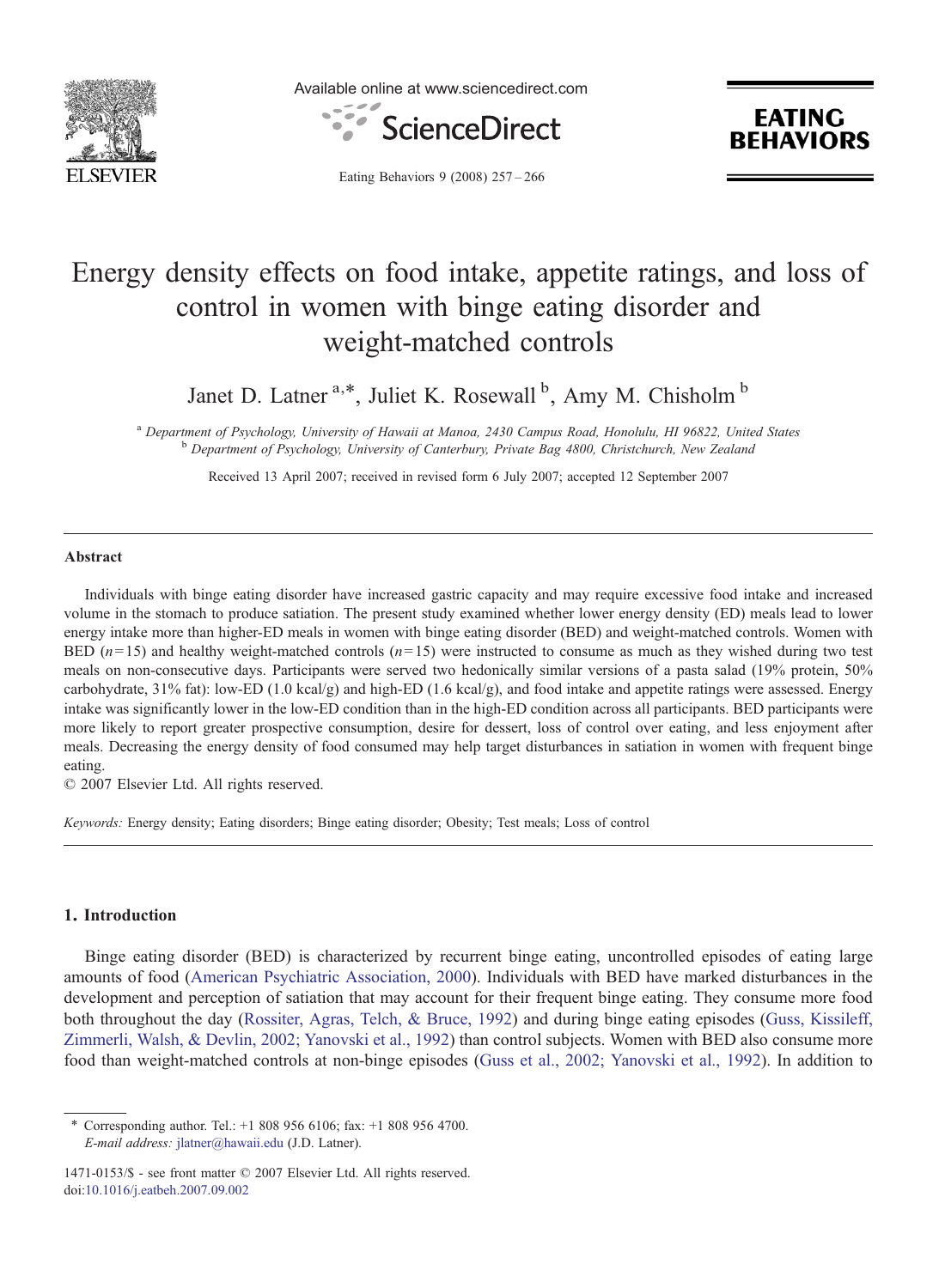# Energy density effects on food intake, appetite ratings, and loss of control in women with binge eating disorder and weight-matched controls

Janet D. Latner [a,*], Juliet K. Rosewall [b], Amy M. Chisholm [b]

[a] Department of Psychology, University of Hawaii at Manoa, 2430 Campus Road, Honolulu, HI 96822, United States
[b] Department of Psychology, University of Canterbury, Private Bag 4800, Christchurch, New Zealand

Received 13 April 2007; received in revised form 6 July 2007; accepted 12 September 2007

## Abstract

Individuals with binge eating disorder have increased gastric capacity and may require excessive food intake and increased volume in the stomach to produce satiation. The present study examined whether lower energy density (ED) meals lead to lower energy intake more than higher-ED meals in women with binge eating disorder (BED) and weight-matched controls. Women with BED ($n=15$) and healthy weight-matched controls ($n=15$) were instructed to consume as much as they wished during two test meals on non-consecutive days. Participants were served two hedonically similar versions of a pasta salad (19% protein, 50% carbohydrate, 31% fat): low-ED (1.0 kcal/g) and high-ED (1.6 kcal/g), and food intake and appetite ratings were assessed. Energy intake was significantly lower in the low-ED condition than in the high-ED condition across all participants. BED participants were more likely to report greater prospective consumption, desire for dessert, loss of control over eating, and less enjoyment after meals. Decreasing the energy density of food consumed may help target disturbances in satiation in women with frequent binge eating.

© 2007 Elsevier Ltd. All rights reserved.

*Keywords:* Energy density; Eating disorders; Binge eating disorder; Obesity; Test meals; Loss of control

## 1. Introduction

Binge eating disorder (BED) is characterized by recurrent binge eating, uncontrolled episodes of eating large amounts of food (American Psychiatric Association, 2000). Individuals with BED have marked disturbances in the development and perception of satiation that may account for their frequent binge eating. They consume more food both throughout the day (Rossiter, Agras, Telch, & Bruce, 1992) and during binge eating episodes (Guss, Kissileff, Zimmerli, Walsh, & Devlin, 2002; Yanovski et al., 1992) than control subjects. Women with BED also consume more food than weight-matched controls at non-binge episodes (Guss et al., 2002; Yanovski et al., 1992). In addition to

\* Corresponding author. Tel.: +1 808 956 6106; fax: +1 808 956 4700.
*E-mail address:* jlatner@hawaii.edu (J.D. Latner).

1471-0153/$ - see front matter © 2007 Elsevier Ltd. All rights reserved.
doi:10.1016/j.eatbeh.2007.09.002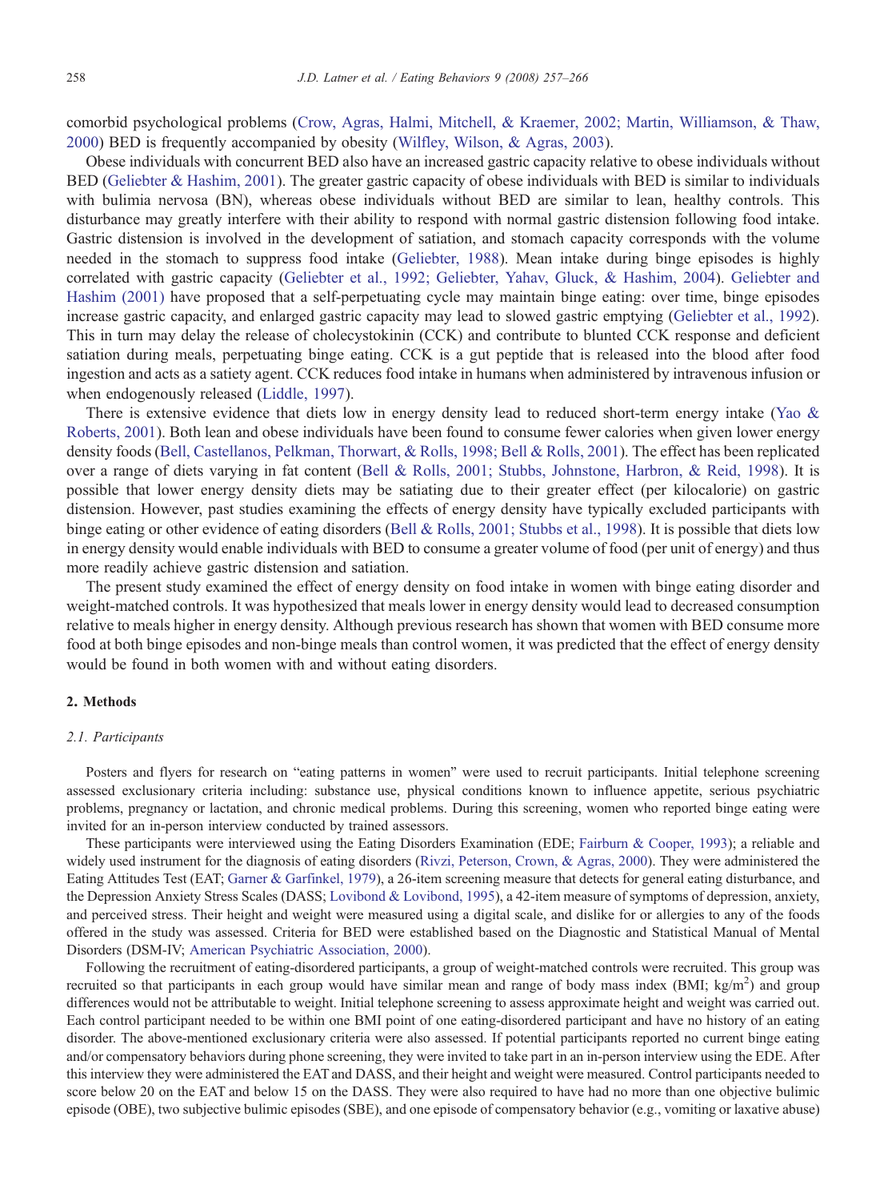comorbid psychological problems (Crow, Agras, Halmi, Mitchell, & Kraemer, 2002; Martin, Williamson, & Thaw, 2000) BED is frequently accompanied by obesity (Wilfley, Wilson, & Agras, 2003).

Obese individuals with concurrent BED also have an increased gastric capacity relative to obese individuals without BED (Geliebter & Hashim, 2001). The greater gastric capacity of obese individuals with BED is similar to individuals with bulimia nervosa (BN), whereas obese individuals without BED are similar to lean, healthy controls. This disturbance may greatly interfere with their ability to respond with normal gastric distension following food intake. Gastric distension is involved in the development of satiation, and stomach capacity corresponds with the volume needed in the stomach to suppress food intake (Geliebter, 1988). Mean intake during binge episodes is highly correlated with gastric capacity (Geliebter et al., 1992; Geliebter, Yahav, Gluck, & Hashim, 2004). Geliebter and Hashim (2001) have proposed that a self-perpetuating cycle may maintain binge eating: over time, binge episodes increase gastric capacity, and enlarged gastric capacity may lead to slowed gastric emptying (Geliebter et al., 1992). This in turn may delay the release of cholecystokinin (CCK) and contribute to blunted CCK response and deficient satiation during meals, perpetuating binge eating. CCK is a gut peptide that is released into the blood after food ingestion and acts as a satiety agent. CCK reduces food intake in humans when administered by intravenous infusion or when endogenously released (Liddle, 1997).

There is extensive evidence that diets low in energy density lead to reduced short-term energy intake (Yao & Roberts, 2001). Both lean and obese individuals have been found to consume fewer calories when given lower energy density foods (Bell, Castellanos, Pelkman, Thorwart, & Rolls, 1998; Bell & Rolls, 2001). The effect has been replicated over a range of diets varying in fat content (Bell & Rolls, 2001; Stubbs, Johnstone, Harbron, & Reid, 1998). It is possible that lower energy density diets may be satiating due to their greater effect (per kilocalorie) on gastric distension. However, past studies examining the effects of energy density have typically excluded participants with binge eating or other evidence of eating disorders (Bell & Rolls, 2001; Stubbs et al., 1998). It is possible that diets low in energy density would enable individuals with BED to consume a greater volume of food (per unit of energy) and thus more readily achieve gastric distension and satiation.

The present study examined the effect of energy density on food intake in women with binge eating disorder and weight-matched controls. It was hypothesized that meals lower in energy density would lead to decreased consumption relative to meals higher in energy density. Although previous research has shown that women with BED consume more food at both binge episodes and non-binge meals than control women, it was predicted that the effect of energy density would be found in both women with and without eating disorders.

## 2. Methods

### *2.1. Participants*

Posters and flyers for research on "eating patterns in women" were used to recruit participants. Initial telephone screening assessed exclusionary criteria including: substance use, physical conditions known to influence appetite, serious psychiatric problems, pregnancy or lactation, and chronic medical problems. During this screening, women who reported binge eating were invited for an in-person interview conducted by trained assessors.

These participants were interviewed using the Eating Disorders Examination (EDE; Fairburn & Cooper, 1993); a reliable and widely used instrument for the diagnosis of eating disorders (Rivzi, Peterson, Crown, & Agras, 2000). They were administered the Eating Attitudes Test (EAT; Garner & Garfinkel, 1979), a 26-item screening measure that detects for general eating disturbance, and the Depression Anxiety Stress Scales (DASS; Lovibond & Lovibond, 1995), a 42-item measure of symptoms of depression, anxiety, and perceived stress. Their height and weight were measured using a digital scale, and dislike for or allergies to any of the foods offered in the study was assessed. Criteria for BED were established based on the Diagnostic and Statistical Manual of Mental Disorders (DSM-IV; American Psychiatric Association, 2000).

Following the recruitment of eating-disordered participants, a group of weight-matched controls were recruited. This group was recruited so that participants in each group would have similar mean and range of body mass index (BMI; kg/m$^2$) and group differences would not be attributable to weight. Initial telephone screening to assess approximate height and weight was carried out. Each control participant needed to be within one BMI point of one eating-disordered participant and have no history of an eating disorder. The above-mentioned exclusionary criteria were also assessed. If potential participants reported no current binge eating and/or compensatory behaviors during phone screening, they were invited to take part in an in-person interview using the EDE. After this interview they were administered the EAT and DASS, and their height and weight were measured. Control participants needed to score below 20 on the EAT and below 15 on the DASS. They were also required to have had no more than one objective bulimic episode (OBE), two subjective bulimic episodes (SBE), and one episode of compensatory behavior (e.g., vomiting or laxative abuse)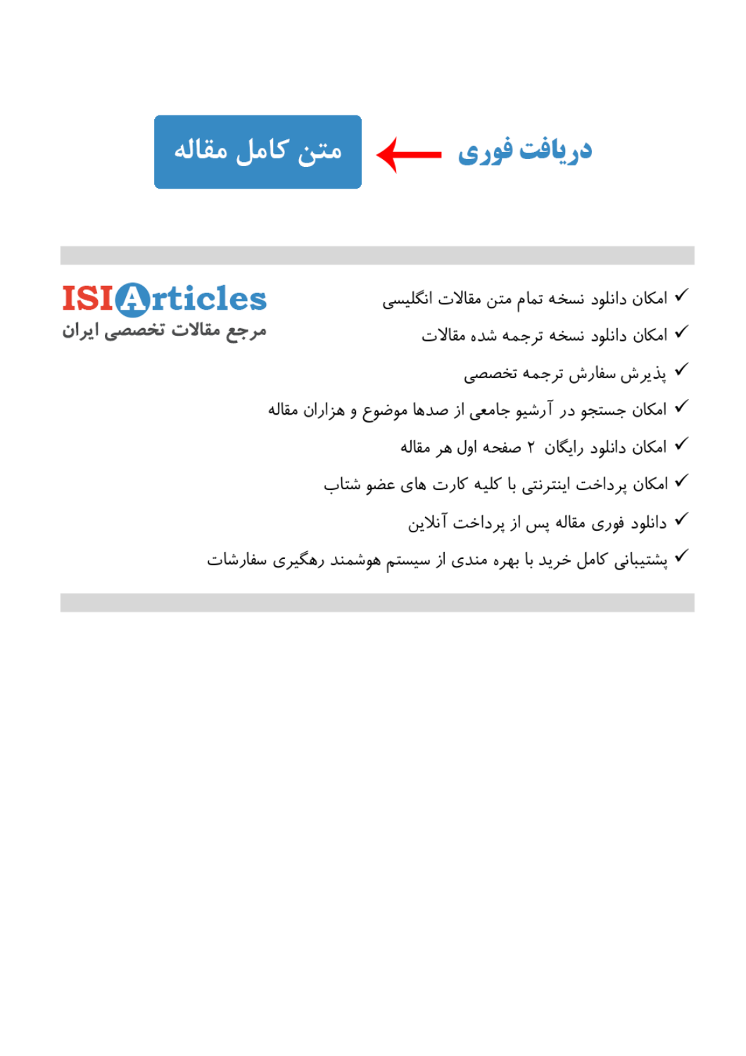**دریافت فوری** ← **متن کامل مقاله**

---

**ISIArticles**
مرجع مقالات تخصصی ایران

- ✓ امکان دانلود نسخه تمام متن مقالات انگلیسی
- ✓ امکان دانلود نسخه ترجمه شده مقالات
- ✓ پذیرش سفارش ترجمه تخصصی
- ✓ امکان جستجو در آرشیو جامعی از صدها موضوع و هزاران مقاله
- ✓ امکان دانلود رایگان ۲ صفحه اول هر مقاله
- ✓ امکان پرداخت اینترنتی با کلیه کارت های عضو شتاب
- ✓ دانلود فوری مقاله پس از پرداخت آنلاین
- ✓ پشتیبانی کامل خرید با بهره مندی از سیستم هوشمند رهگیری سفارشات

---